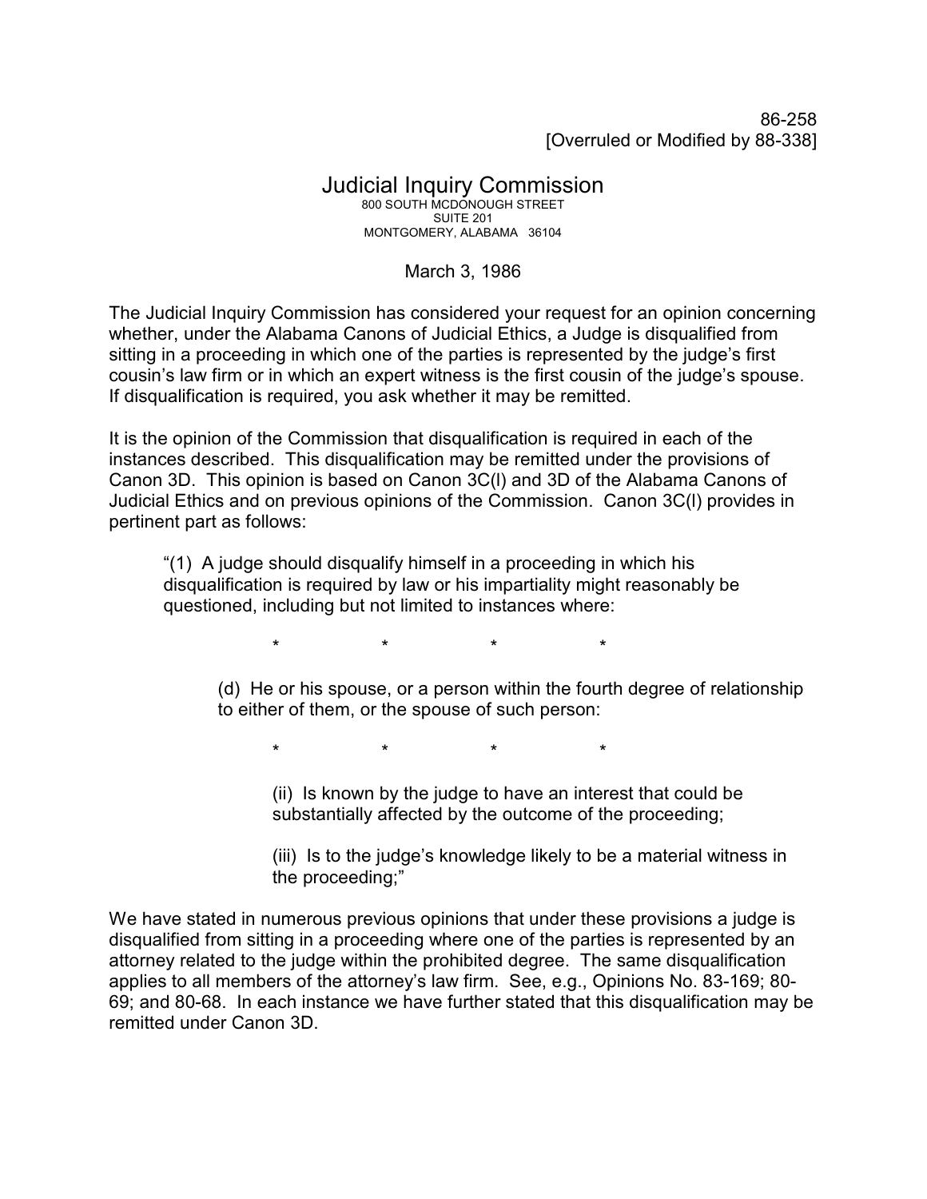86-258
[Overruled or Modified by 88-338]

# Judicial Inquiry Commission

800 SOUTH MCDONOUGH STREET
SUITE 201
MONTGOMERY, ALABAMA 36104

March 3, 1986

The Judicial Inquiry Commission has considered your request for an opinion concerning whether, under the Alabama Canons of Judicial Ethics, a Judge is disqualified from sitting in a proceeding in which one of the parties is represented by the judge's first cousin's law firm or in which an expert witness is the first cousin of the judge's spouse. If disqualification is required, you ask whether it may be remitted.

It is the opinion of the Commission that disqualification is required in each of the instances described. This disqualification may be remitted under the provisions of Canon 3D. This opinion is based on Canon 3C(l) and 3D of the Alabama Canons of Judicial Ethics and on previous opinions of the Commission. Canon 3C(l) provides in pertinent part as follows:

> "(1) A judge should disqualify himself in a proceeding in which his disqualification is required by law or his impartiality might reasonably be questioned, including but not limited to instances where:
>
> \* \* \* \*
>
> (d) He or his spouse, or a person within the fourth degree of relationship to either of them, or the spouse of such person:
>
> \* \* \* \*
>
> (ii) Is known by the judge to have an interest that could be substantially affected by the outcome of the proceeding;
>
> (iii) Is to the judge's knowledge likely to be a material witness in the proceeding;"

We have stated in numerous previous opinions that under these provisions a judge is disqualified from sitting in a proceeding where one of the parties is represented by an attorney related to the judge within the prohibited degree. The same disqualification applies to all members of the attorney's law firm. See, e.g., Opinions No. 83-169; 80-69; and 80-68. In each instance we have further stated that this disqualification may be remitted under Canon 3D.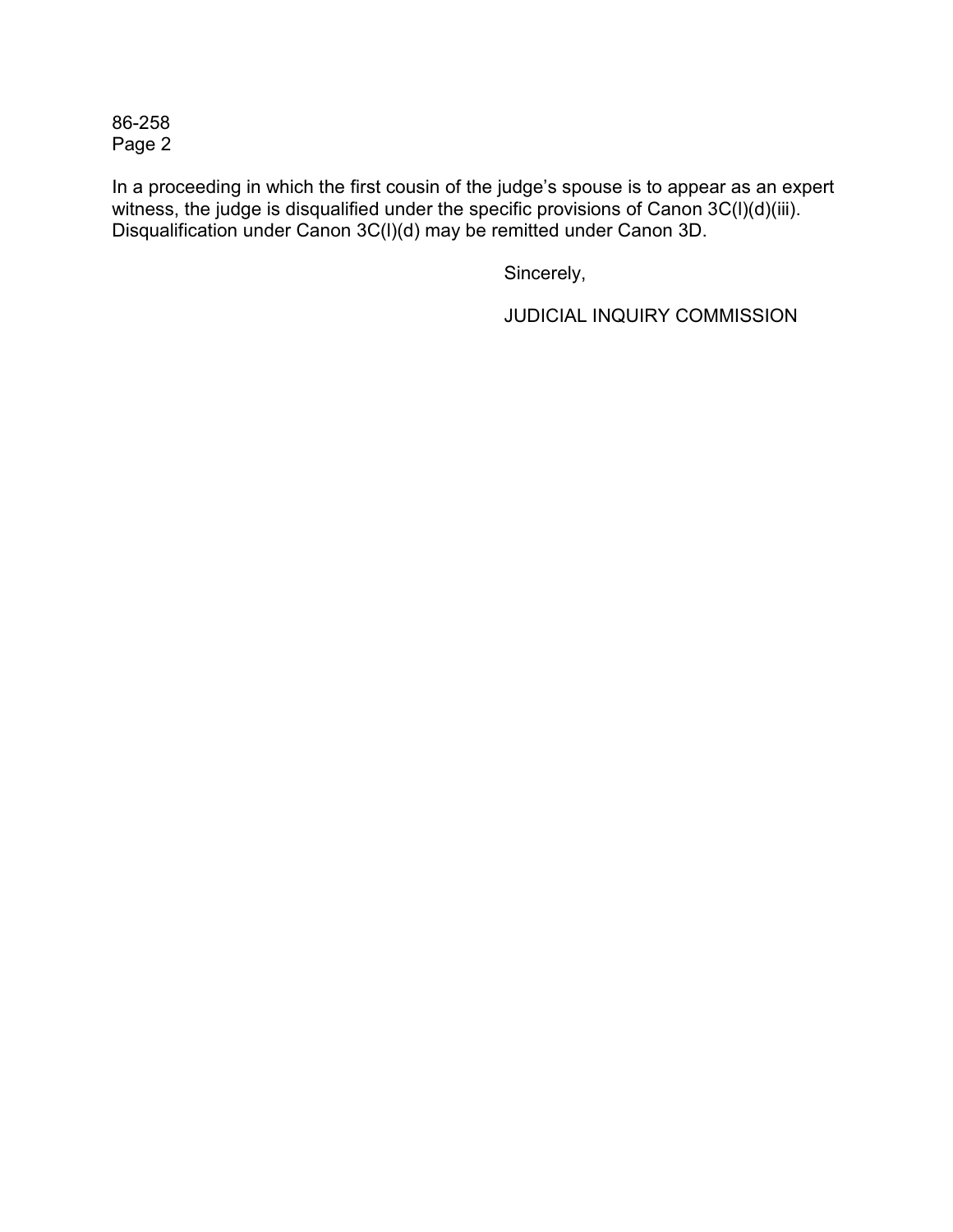In a proceeding in which the first cousin of the judge's spouse is to appear as an expert witness, the judge is disqualified under the specific provisions of Canon 3C(l)(d)(iii). Disqualification under Canon 3C(l)(d) may be remitted under Canon 3D.

Sincerely,

JUDICIAL INQUIRY COMMISSION